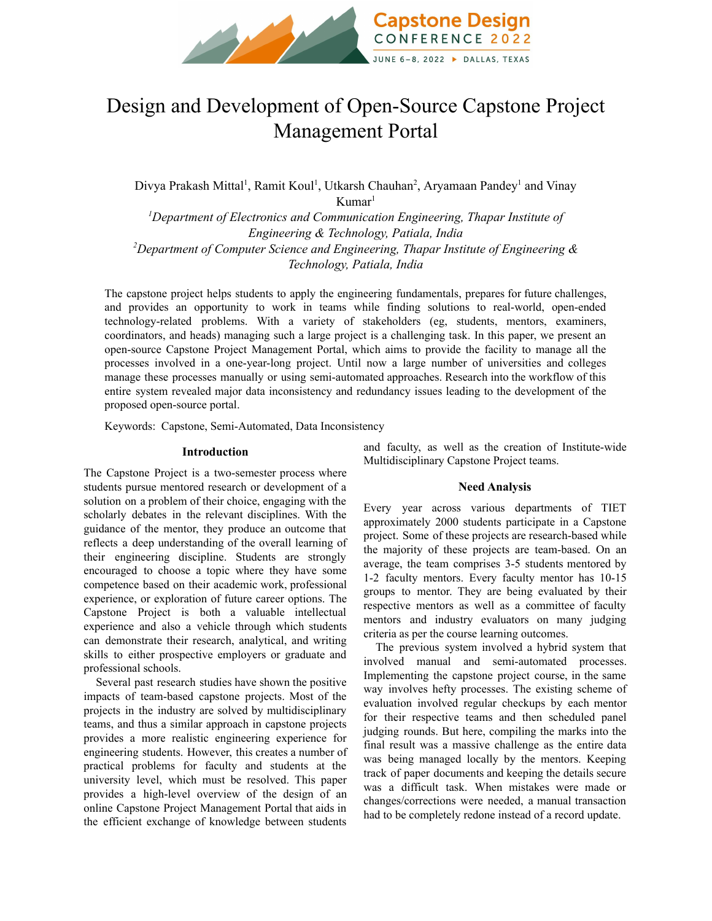# Design and Development of Open-Source Capstone Project Management Portal

Divya Prakash Mittal[1], Ramit Koul[1], Utkarsh Chauhan[2], Aryamaan Pandey[1] and Vinay Kumar[1]

[1]*Department of Electronics and Communication Engineering, Thapar Institute of Engineering & Technology, Patiala, India*

[2]*Department of Computer Science and Engineering, Thapar Institute of Engineering & Technology, Patiala, India*

The capstone project helps students to apply the engineering fundamentals, prepares for future challenges, and provides an opportunity to work in teams while finding solutions to real-world, open-ended technology-related problems. With a variety of stakeholders (eg, students, mentors, examiners, coordinators, and heads) managing such a large project is a challenging task. In this paper, we present an open-source Capstone Project Management Portal, which aims to provide the facility to manage all the processes involved in a one-year-long project. Until now a large number of universities and colleges manage these processes manually or using semi-automated approaches. Research into the workflow of this entire system revealed major data inconsistency and redundancy issues leading to the development of the proposed open-source portal.

Keywords: Capstone, Semi-Automated, Data Inconsistency

## Introduction

The Capstone Project is a two-semester process where students pursue mentored research or development of a solution on a problem of their choice, engaging with the scholarly debates in the relevant disciplines. With the guidance of the mentor, they produce an outcome that reflects a deep understanding of the overall learning of their engineering discipline. Students are strongly encouraged to choose a topic where they have some competence based on their academic work, professional experience, or exploration of future career options. The Capstone Project is both a valuable intellectual experience and also a vehicle through which students can demonstrate their research, analytical, and writing skills to either prospective employers or graduate and professional schools.

Several past research studies have shown the positive impacts of team-based capstone projects. Most of the projects in the industry are solved by multidisciplinary teams, and thus a similar approach in capstone projects provides a more realistic engineering experience for engineering students. However, this creates a number of practical problems for faculty and students at the university level, which must be resolved. This paper provides a high-level overview of the design of an online Capstone Project Management Portal that aids in the efficient exchange of knowledge between students and faculty, as well as the creation of Institute-wide Multidisciplinary Capstone Project teams.

## Need Analysis

Every year across various departments of TIET approximately 2000 students participate in a Capstone project. Some of these projects are research-based while the majority of these projects are team-based. On an average, the team comprises 3-5 students mentored by 1-2 faculty mentors. Every faculty mentor has 10-15 groups to mentor. They are being evaluated by their respective mentors as well as a committee of faculty mentors and industry evaluators on many judging criteria as per the course learning outcomes.

The previous system involved a hybrid system that involved manual and semi-automated processes. Implementing the capstone project course, in the same way involves hefty processes. The existing scheme of evaluation involved regular checkups by each mentor for their respective teams and then scheduled panel judging rounds. But here, compiling the marks into the final result was a massive challenge as the entire data was being managed locally by the mentors. Keeping track of paper documents and keeping the details secure was a difficult task. When mistakes were made or changes/corrections were needed, a manual transaction had to be completely redone instead of a record update.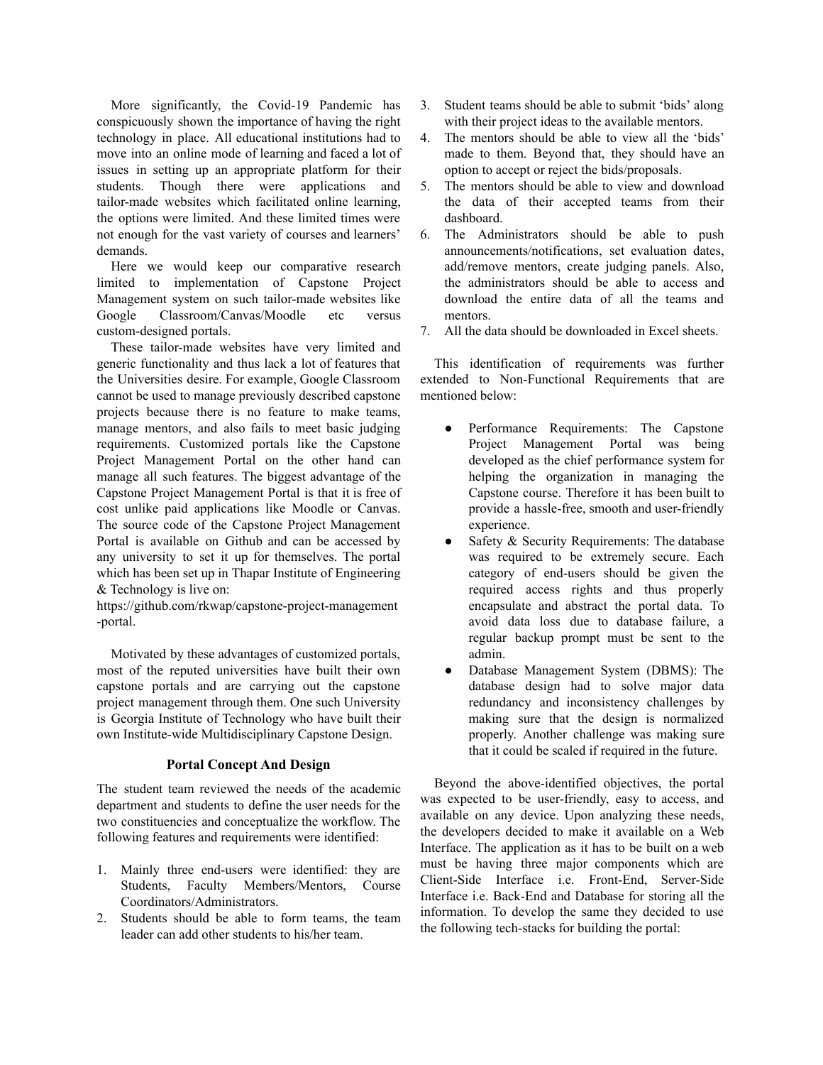More significantly, the Covid-19 Pandemic has conspicuously shown the importance of having the right technology in place. All educational institutions had to move into an online mode of learning and faced a lot of issues in setting up an appropriate platform for their students. Though there were applications and tailor-made websites which facilitated online learning, the options were limited. And these limited times were not enough for the vast variety of courses and learners' demands.

Here we would keep our comparative research limited to implementation of Capstone Project Management system on such tailor-made websites like Google Classroom/Canvas/Moodle etc versus custom-designed portals.

These tailor-made websites have very limited and generic functionality and thus lack a lot of features that the Universities desire. For example, Google Classroom cannot be used to manage previously described capstone projects because there is no feature to make teams, manage mentors, and also fails to meet basic judging requirements. Customized portals like the Capstone Project Management Portal on the other hand can manage all such features. The biggest advantage of the Capstone Project Management Portal is that it is free of cost unlike paid applications like Moodle or Canvas. The source code of the Capstone Project Management Portal is available on Github and can be accessed by any university to set it up for themselves. The portal which has been set up in Thapar Institute of Engineering & Technology is live on: https://github.com/rkwap/capstone-project-management-portal.

Motivated by these advantages of customized portals, most of the reputed universities have built their own capstone portals and are carrying out the capstone project management through them. One such University is Georgia Institute of Technology who have built their own Institute-wide Multidisciplinary Capstone Design.

## Portal Concept And Design

The student team reviewed the needs of the academic department and students to define the user needs for the two constituencies and conceptualize the workflow. The following features and requirements were identified:

1. Mainly three end-users were identified: they are Students, Faculty Members/Mentors, Course Coordinators/Administrators.
2. Students should be able to form teams, the team leader can add other students to his/her team.
3. Student teams should be able to submit 'bids' along with their project ideas to the available mentors.
4. The mentors should be able to view all the 'bids' made to them. Beyond that, they should have an option to accept or reject the bids/proposals.
5. The mentors should be able to view and download the data of their accepted teams from their dashboard.
6. The Administrators should be able to push announcements/notifications, set evaluation dates, add/remove mentors, create judging panels. Also, the administrators should be able to access and download the entire data of all the teams and mentors.
7. All the data should be downloaded in Excel sheets.

This identification of requirements was further extended to Non-Functional Requirements that are mentioned below:

- Performance Requirements: The Capstone Project Management Portal was being developed as the chief performance system for helping the organization in managing the Capstone course. Therefore it has been built to provide a hassle-free, smooth and user-friendly experience.
- Safety & Security Requirements: The database was required to be extremely secure. Each category of end-users should be given the required access rights and thus properly encapsulate and abstract the portal data. To avoid data loss due to database failure, a regular backup prompt must be sent to the admin.
- Database Management System (DBMS): The database design had to solve major data redundancy and inconsistency challenges by making sure that the design is normalized properly. Another challenge was making sure that it could be scaled if required in the future.

Beyond the above-identified objectives, the portal was expected to be user-friendly, easy to access, and available on any device. Upon analyzing these needs, the developers decided to make it available on a Web Interface. The application as it has to be built on a web must be having three major components which are Client-Side Interface i.e. Front-End, Server-Side Interface i.e. Back-End and Database for storing all the information. To develop the same they decided to use the following tech-stacks for building the portal: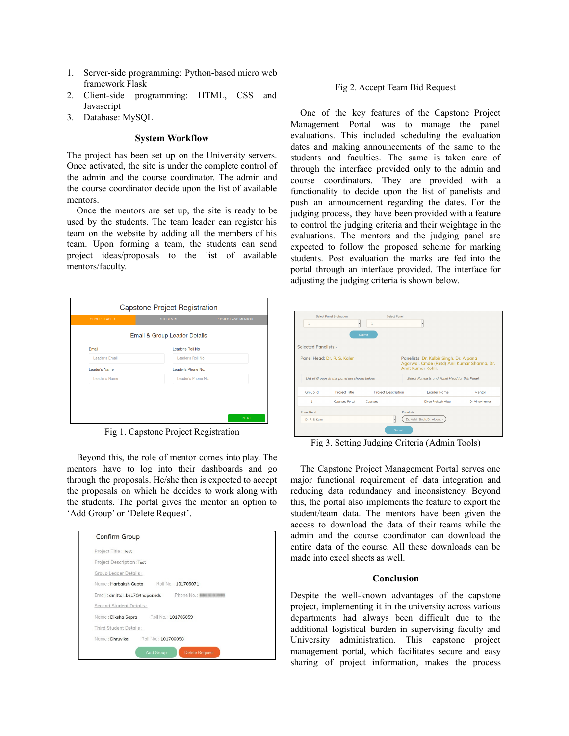1. Server-side programming: Python-based micro web framework Flask
2. Client-side programming: HTML, CSS and Javascript
3. Database: MySQL

## System Workflow

The project has been set up on the University servers. Once activated, the site is under the complete control of the admin and the course coordinator. The admin and the course coordinator decide upon the list of available mentors.

Once the mentors are set up, the site is ready to be used by the students. The team leader can register his team on the website by adding all the members of his team. Upon forming a team, the students can send project ideas/proposals to the list of available mentors/faculty.

Fig 1. Capstone Project Registration

Beyond this, the role of mentor comes into play. The mentors have to log into their dashboards and go through the proposals. He/she then is expected to accept the proposals on which he decides to work along with the students. The portal gives the mentor an option to 'Add Group' or 'Delete Request'.

Fig 2. Accept Team Bid Request

One of the key features of the Capstone Project Management Portal was to manage the panel evaluations. This included scheduling the evaluation dates and making announcements of the same to the students and faculties. The same is taken care of through the interface provided only to the admin and course coordinators. They are provided with a functionality to decide upon the list of panelists and push an announcement regarding the dates. For the judging process, they have been provided with a feature to control the judging criteria and their weightage in the evaluations. The mentors and the judging panel are expected to follow the proposed scheme for marking students. Post evaluation the marks are fed into the portal through an interface provided. The interface for adjusting the judging criteria is shown below.

Fig 3. Setting Judging Criteria (Admin Tools)

The Capstone Project Management Portal serves one major functional requirement of data integration and reducing data redundancy and inconsistency. Beyond this, the portal also implements the feature to export the student/team data. The mentors have been given the access to download the data of their teams while the admin and the course coordinator can download the entire data of the course. All these downloads can be made into excel sheets as well.

## Conclusion

Despite the well-known advantages of the capstone project, implementing it in the university across various departments had always been difficult due to the additional logistical burden in supervising faculty and University administration. This capstone project management portal, which facilitates secure and easy sharing of project information, makes the process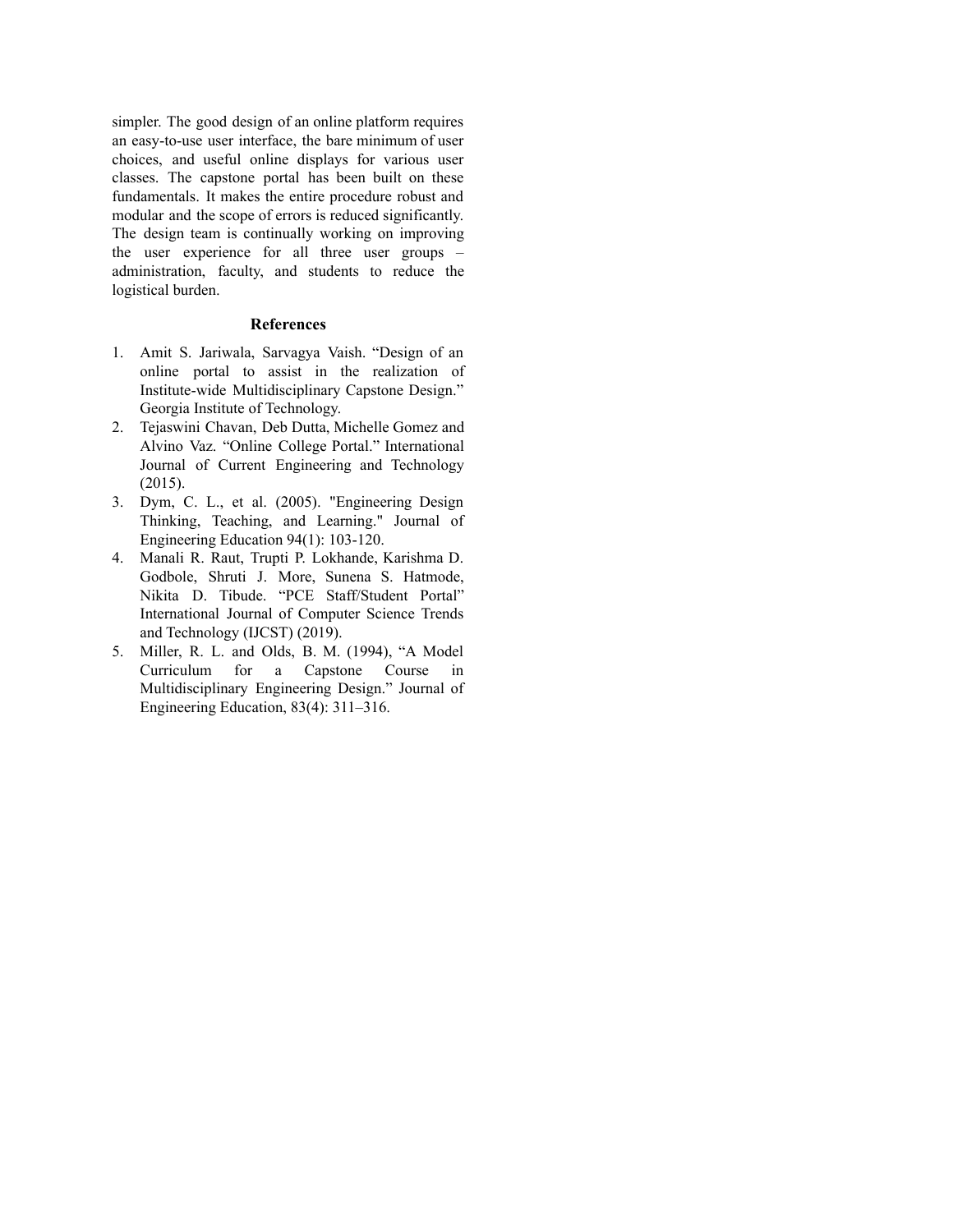simpler. The good design of an online platform requires an easy-to-use user interface, the bare minimum of user choices, and useful online displays for various user classes. The capstone portal has been built on these fundamentals. It makes the entire procedure robust and modular and the scope of errors is reduced significantly. The design team is continually working on improving the user experience for all three user groups – administration, faculty, and students to reduce the logistical burden.

## References

1. Amit S. Jariwala, Sarvagya Vaish. "Design of an online portal to assist in the realization of Institute-wide Multidisciplinary Capstone Design." Georgia Institute of Technology.
2. Tejaswini Chavan, Deb Dutta, Michelle Gomez and Alvino Vaz. "Online College Portal." International Journal of Current Engineering and Technology (2015).
3. Dym, C. L., et al. (2005). "Engineering Design Thinking, Teaching, and Learning." Journal of Engineering Education 94(1): 103-120.
4. Manali R. Raut, Trupti P. Lokhande, Karishma D. Godbole, Shruti J. More, Sunena S. Hatmode, Nikita D. Tibude. "PCE Staff/Student Portal" International Journal of Computer Science Trends and Technology (IJCST) (2019).
5. Miller, R. L. and Olds, B. M. (1994), "A Model Curriculum for a Capstone Course in Multidisciplinary Engineering Design." Journal of Engineering Education, 83(4): 311–316.